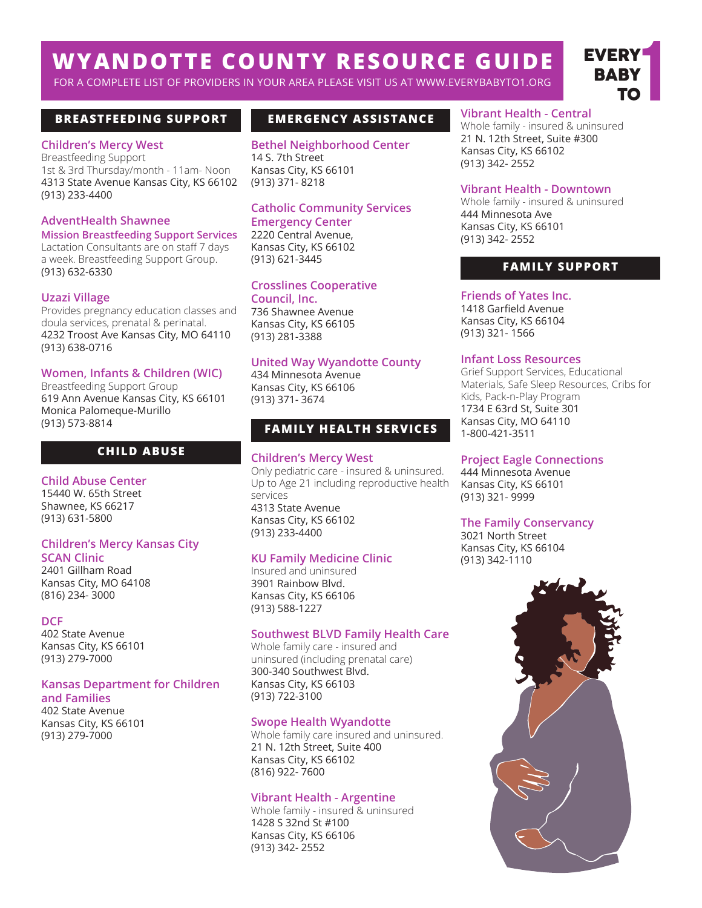# WYANDOTTE COUNTY RESOURCE GUIDE

FOR A COMPLETE LIST OF PROVIDERS IN YOUR AREA PLEASE VISIT US AT WWW.EVERYBABYTO1.ORG

EVERY BABY TO 1

## BREASTFEEDING SUPPORT

### Children's Mercy West

Breastfeeding Support
1st & 3rd Thursday/month - 11am- Noon
4313 State Avenue Kansas City, KS 66102
(913) 233-4400

### AdventHealth Shawnee Mission Breastfeeding Support Services

Lactation Consultants are on staff 7 days a week. Breastfeeding Support Group.
(913) 632-6330

### Uzazi Village

Provides pregnancy education classes and doula services, prenatal & perinatal.
4232 Troost Ave Kansas City, MO 64110
(913) 638-0716

### Women, Infants & Children (WIC)

Breastfeeding Support Group
619 Ann Avenue Kansas City, KS 66101
Monica Palomeque-Murillo
(913) 573-8814

## CHILD ABUSE

### Child Abuse Center

15440 W. 65th Street
Shawnee, KS 66217
(913) 631-5800

### Children's Mercy Kansas City SCAN Clinic

2401 Gillham Road
Kansas City, MO 64108
(816) 234- 3000

### DCF

402 State Avenue
Kansas City, KS 66101
(913) 279-7000

### Kansas Department for Children and Families

402 State Avenue
Kansas City, KS 66101
(913) 279-7000

## EMERGENCY ASSISTANCE

### Bethel Neighborhood Center

14 S. 7th Street
Kansas City, KS 66101
(913) 371- 8218

### Catholic Community Services Emergency Center

2220 Central Avenue,
Kansas City, KS 66102
(913) 621-3445

### Crosslines Cooperative Council, Inc.

736 Shawnee Avenue
Kansas City, KS 66105
(913) 281-3388

### United Way Wyandotte County

434 Minnesota Avenue
Kansas City, KS 66106
(913) 371- 3674

## FAMILY HEALTH SERVICES

### Children's Mercy West

Only pediatric care - insured & uninsured. Up to Age 21 including reproductive health services
4313 State Avenue
Kansas City, KS 66102
(913) 233-4400

### KU Family Medicine Clinic

Insured and uninsured
3901 Rainbow Blvd.
Kansas City, KS 66106
(913) 588-1227

### Southwest BLVD Family Health Care

Whole family care - insured and uninsured (including prenatal care)
300-340 Southwest Blvd.
Kansas City, KS 66103
(913) 722-3100

### Swope Health Wyandotte

Whole family care insured and uninsured.
21 N. 12th Street, Suite 400
Kansas City, KS 66102
(816) 922- 7600

### Vibrant Health - Argentine

Whole family - insured & uninsured
1428 S 32nd St #100
Kansas City, KS 66106
(913) 342- 2552

### Vibrant Health - Central

Whole family - insured & uninsured
21 N. 12th Street, Suite #300
Kansas City, KS 66102
(913) 342- 2552

### Vibrant Health - Downtown

Whole family - insured & uninsured
444 Minnesota Ave
Kansas City, KS 66101
(913) 342- 2552

## FAMILY SUPPORT

### Friends of Yates Inc.

1418 Garfield Avenue
Kansas City, KS 66104
(913) 321- 1566

### Infant Loss Resources

Grief Support Services, Educational Materials, Safe Sleep Resources, Cribs for Kids, Pack-n-Play Program
1734 E 63rd St, Suite 301
Kansas City, MO 64110
1-800-421-3511

### Project Eagle Connections

444 Minnesota Avenue
Kansas City, KS 66101
(913) 321- 9999

### The Family Conservancy

3021 North Street
Kansas City, KS 66104
(913) 342-1110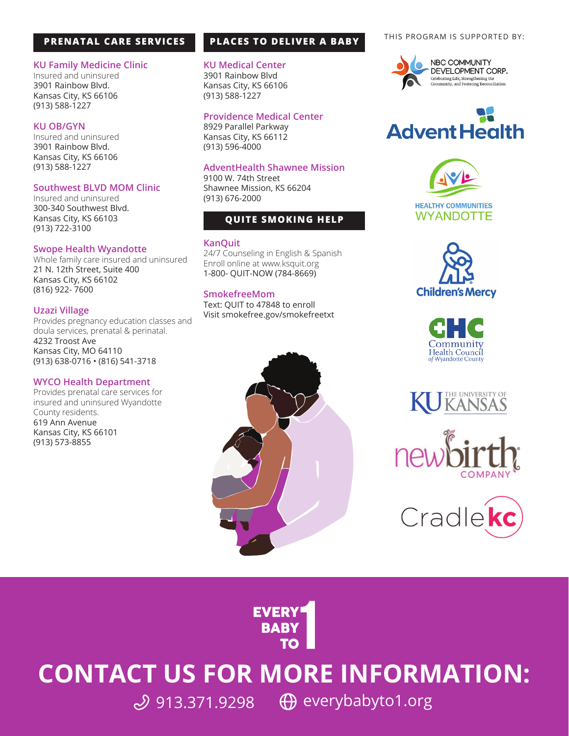## PRENATAL CARE SERVICES

### KU Family Medicine Clinic
Insured and uninsured
3901 Rainbow Blvd.
Kansas City, KS 66106
(913) 588-1227

### KU OB/GYN
Insured and uninsured
3901 Rainbow Blvd.
Kansas City, KS 66106
(913) 588-1227

### Southwest BLVD MOM Clinic
Insured and uninsured
300-340 Southwest Blvd.
Kansas City, KS 66103
(913) 722-3100

### Swope Health Wyandotte
Whole family care insured and uninsured
21 N. 12th Street, Suite 400
Kansas City, KS 66102
(816) 922- 7600

### Uzazi Village
Provides pregnancy education classes and doula services, prenatal & perinatal.
4232 Troost Ave
Kansas City, MO 64110
(913) 638-0716 • (816) 541-3718

### WYCO Health Department
Provides prenatal care services for insured and uninsured Wyandotte County residents.
619 Ann Avenue
Kansas City, KS 66101
(913) 573-8855

## PLACES TO DELIVER A BABY

### KU Medical Center
3901 Rainbow Blvd
Kansas City, KS 66106
(913) 588-1227

### Providence Medical Center
8929 Parallel Parkway
Kansas City, KS 66112
(913) 596-4000

### AdventHealth Shawnee Mission
9100 W. 74th Street
Shawnee Mission, KS 66204
(913) 676-2000

## QUITE SMOKING HELP

### KanQuit
24/7 Counseling in English & Spanish
Enroll online at www.ksquit.org
1-800- QUIT-NOW (784-8669)

### SmokefreeMom
Text: QUIT to 47848 to enroll
Visit smokefree.gov/smokefreetxt

THIS PROGRAM IS SUPPORTED BY:

NBC COMMUNITY DEVELOPMENT CORP.
Celebrating Life, Strengthening the Community, and Fostering Reconciliation

AdventHealth

HEALTHY COMMUNITIES WYANDOTTE

Children's Mercy

CHC Community Health Council of Wyandotte County

KU THE UNIVERSITY OF KANSAS

newbirth COMPANY

Cradle kc

EVERY BABY TO 1

# CONTACT US FOR MORE INFORMATION:

913.371.9298 everybabyto1.org